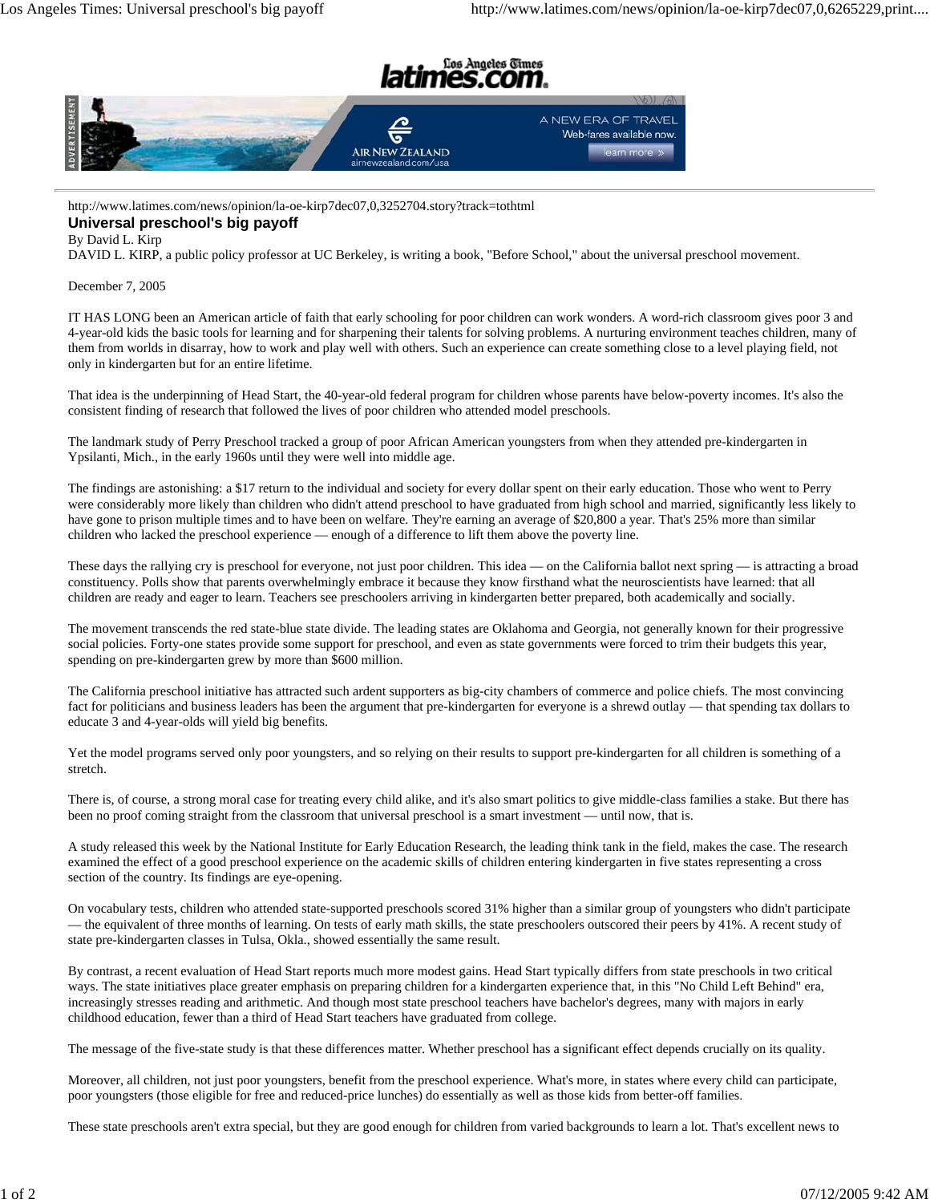http://www.latimes.com/news/opinion/la-oe-kirp7dec07,0,3252704.story?track=tothtml

# Universal preschool's big payoff

By David L. Kirp

DAVID L. KIRP, a public policy professor at UC Berkeley, is writing a book, "Before School," about the universal preschool movement.

December 7, 2005

IT HAS LONG been an American article of faith that early schooling for poor children can work wonders. A word-rich classroom gives poor 3 and 4-year-old kids the basic tools for learning and for sharpening their talents for solving problems. A nurturing environment teaches children, many of them from worlds in disarray, how to work and play well with others. Such an experience can create something close to a level playing field, not only in kindergarten but for an entire lifetime.

That idea is the underpinning of Head Start, the 40-year-old federal program for children whose parents have below-poverty incomes. It's also the consistent finding of research that followed the lives of poor children who attended model preschools.

The landmark study of Perry Preschool tracked a group of poor African American youngsters from when they attended pre-kindergarten in Ypsilanti, Mich., in the early 1960s until they were well into middle age.

The findings are astonishing: a $17 return to the individual and society for every dollar spent on their early education. Those who went to Perry were considerably more likely than children who didn't attend preschool to have graduated from high school and married, significantly less likely to have gone to prison multiple times and to have been on welfare. They're earning an average of $20,800 a year. That's 25% more than similar children who lacked the preschool experience — enough of a difference to lift them above the poverty line.

These days the rallying cry is preschool for everyone, not just poor children. This idea — on the California ballot next spring — is attracting a broad constituency. Polls show that parents overwhelmingly embrace it because they know firsthand what the neuroscientists have learned: that all children are ready and eager to learn. Teachers see preschoolers arriving in kindergarten better prepared, both academically and socially.

The movement transcends the red state-blue state divide. The leading states are Oklahoma and Georgia, not generally known for their progressive social policies. Forty-one states provide some support for preschool, and even as state governments were forced to trim their budgets this year, spending on pre-kindergarten grew by more than $600 million.

The California preschool initiative has attracted such ardent supporters as big-city chambers of commerce and police chiefs. The most convincing fact for politicians and business leaders has been the argument that pre-kindergarten for everyone is a shrewd outlay — that spending tax dollars to educate 3 and 4-year-olds will yield big benefits.

Yet the model programs served only poor youngsters, and so relying on their results to support pre-kindergarten for all children is something of a stretch.

There is, of course, a strong moral case for treating every child alike, and it's also smart politics to give middle-class families a stake. But there has been no proof coming straight from the classroom that universal preschool is a smart investment — until now, that is.

A study released this week by the National Institute for Early Education Research, the leading think tank in the field, makes the case. The research examined the effect of a good preschool experience on the academic skills of children entering kindergarten in five states representing a cross section of the country. Its findings are eye-opening.

On vocabulary tests, children who attended state-supported preschools scored 31% higher than a similar group of youngsters who didn't participate — the equivalent of three months of learning. On tests of early math skills, the state preschoolers outscored their peers by 41%. A recent study of state pre-kindergarten classes in Tulsa, Okla., showed essentially the same result.

By contrast, a recent evaluation of Head Start reports much more modest gains. Head Start typically differs from state preschools in two critical ways. The state initiatives place greater emphasis on preparing children for a kindergarten experience that, in this "No Child Left Behind" era, increasingly stresses reading and arithmetic. And though most state preschool teachers have bachelor's degrees, many with majors in early childhood education, fewer than a third of Head Start teachers have graduated from college.

The message of the five-state study is that these differences matter. Whether preschool has a significant effect depends crucially on its quality.

Moreover, all children, not just poor youngsters, benefit from the preschool experience. What's more, in states where every child can participate, poor youngsters (those eligible for free and reduced-price lunches) do essentially as well as those kids from better-off families.

These state preschools aren't extra special, but they are good enough for children from varied backgrounds to learn a lot. That's excellent news to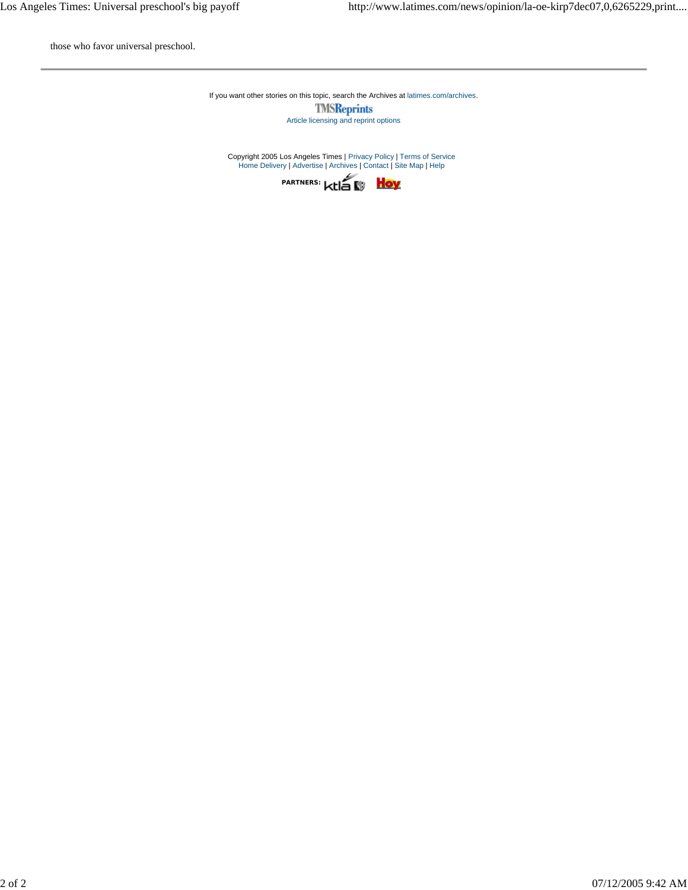those who favor universal preschool.

---

If you want other stories on this topic, search the Archives at latimes.com/archives.

TMSReprints

Article licensing and reprint options

Copyright 2005 Los Angeles Times | Privacy Policy | Terms of Service
Home Delivery | Advertise | Archives | Contact | Site Map | Help

PARTNERS: ktla Hoy